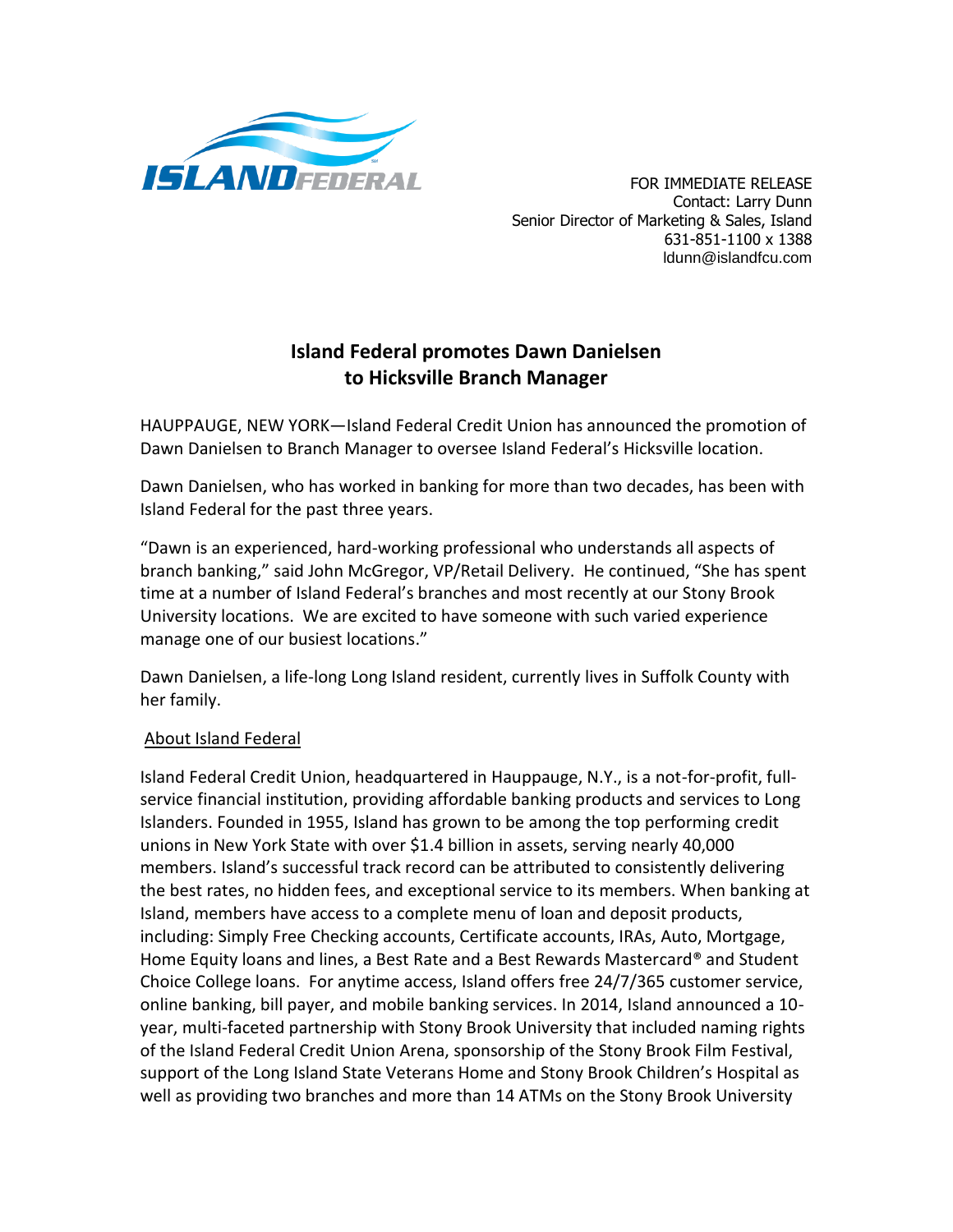ISLAND FEDERAL

FOR IMMEDIATE RELEASE
Contact: Larry Dunn
Senior Director of Marketing & Sales, Island
631-851-1100 x 1388
ldunn@islandfcu.com

# Island Federal promotes Dawn Danielsen to Hicksville Branch Manager

HAUPPAUGE, NEW YORK—Island Federal Credit Union has announced the promotion of Dawn Danielsen to Branch Manager to oversee Island Federal's Hicksville location.

Dawn Danielsen, who has worked in banking for more than two decades, has been with Island Federal for the past three years.

"Dawn is an experienced, hard-working professional who understands all aspects of branch banking," said John McGregor, VP/Retail Delivery. He continued, "She has spent time at a number of Island Federal's branches and most recently at our Stony Brook University locations. We are excited to have someone with such varied experience manage one of our busiest locations."

Dawn Danielsen, a life-long Long Island resident, currently lives in Suffolk County with her family.

## About Island Federal

Island Federal Credit Union, headquartered in Hauppauge, N.Y., is a not-for-profit, full-service financial institution, providing affordable banking products and services to Long Islanders. Founded in 1955, Island has grown to be among the top performing credit unions in New York State with over $1.4 billion in assets, serving nearly 40,000 members. Island's successful track record can be attributed to consistently delivering the best rates, no hidden fees, and exceptional service to its members. When banking at Island, members have access to a complete menu of loan and deposit products, including: Simply Free Checking accounts, Certificate accounts, IRAs, Auto, Mortgage, Home Equity loans and lines, a Best Rate and a Best Rewards Mastercard® and Student Choice College loans. For anytime access, Island offers free 24/7/365 customer service, online banking, bill payer, and mobile banking services. In 2014, Island announced a 10-year, multi-faceted partnership with Stony Brook University that included naming rights of the Island Federal Credit Union Arena, sponsorship of the Stony Brook Film Festival, support of the Long Island State Veterans Home and Stony Brook Children's Hospital as well as providing two branches and more than 14 ATMs on the Stony Brook University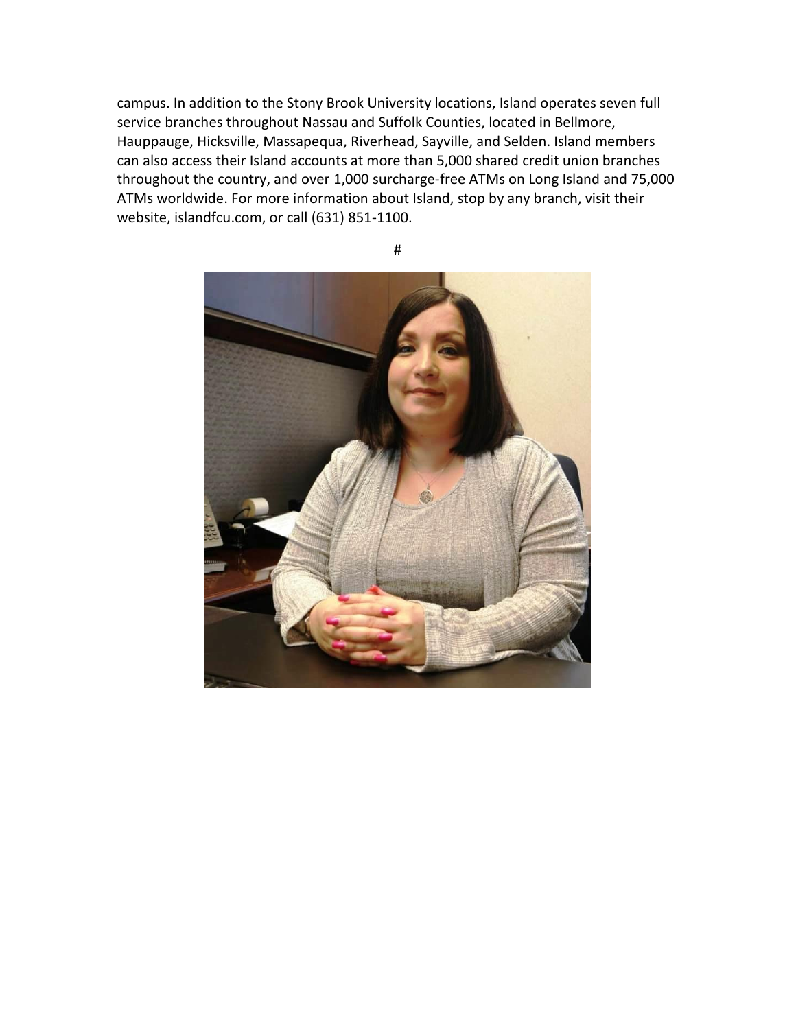campus. In addition to the Stony Brook University locations, Island operates seven full service branches throughout Nassau and Suffolk Counties, located in Bellmore, Hauppauge, Hicksville, Massapequa, Riverhead, Sayville, and Selden. Island members can also access their Island accounts at more than 5,000 shared credit union branches throughout the country, and over 1,000 surcharge-free ATMs on Long Island and 75,000 ATMs worldwide. For more information about Island, stop by any branch, visit their website, islandfcu.com, or call (631) 851-1100.

#